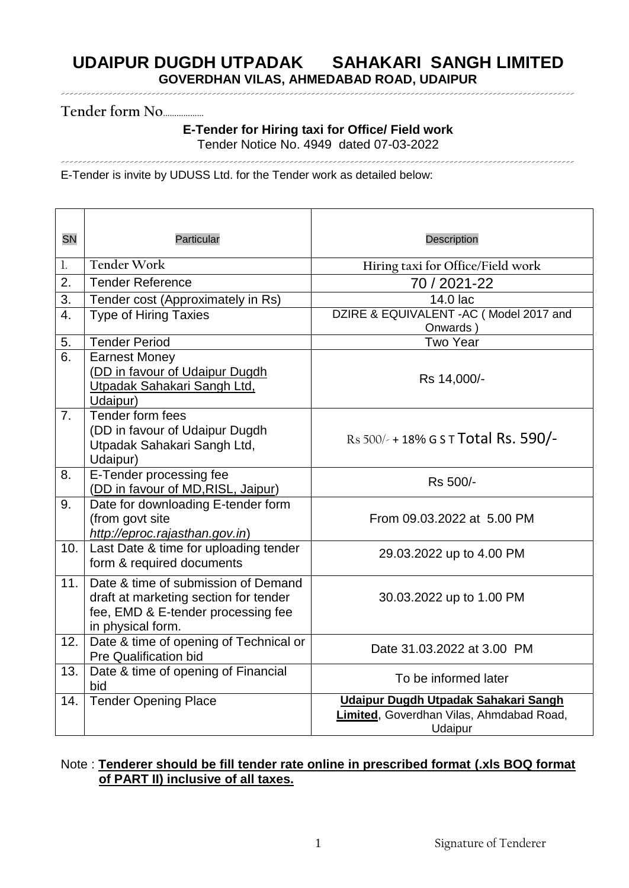# UDAIPUR DUGDH UTPADAK SAHAKARI SANGH LIMITED

**GOVERDHAN VILAS, AHMEDABAD ROAD, UDAIPUR**

**Tender form No.................**

**E-Tender for Hiring taxi for Office/ Field work**

Tender Notice No. 4949 dated 07-03-2022

E-Tender is invite by UDUSS Ltd. for the Tender work as detailed below:

| SN | Particular | Description |
|---|---|---|
| 1. | Tender Work | Hiring taxi for Office/Field work |
| 2. | Tender Reference | 70 / 2021-22 |
| 3. | Tender cost (Approximately in Rs) | 14.0 lac |
| 4. | Type of Hiring Taxies | DZIRE & EQUIVALENT -AC ( Model 2017 and Onwards ) |
| 5. | Tender Period | Two Year |
| 6. | Earnest Money (DD in favour of Udaipur Dugdh Utpadak Sahakari Sangh Ltd, Udaipur) | Rs 14,000/- |
| 7. | Tender form fees (DD in favour of Udaipur Dugdh Utpadak Sahakari Sangh Ltd, Udaipur) | Rs 500/- + 18% G S T Total Rs. 590/- |
| 8. | E-Tender processing fee (DD in favour of MD,RISL, Jaipur) | Rs 500/- |
| 9. | Date for downloading E-tender form (from govt site *http://eproc.rajasthan.gov.in*) | From 09.03.2022 at 5.00 PM |
| 10. | Last Date & time for uploading tender form & required documents | 29.03.2022 up to 4.00 PM |
| 11. | Date & time of submission of Demand draft at marketing section for tender fee, EMD & E-tender processing fee in physical form. | 30.03.2022 up to 1.00 PM |
| 12. | Date & time of opening of Technical or Pre Qualification bid | Date 31.03.2022 at 3.00 PM |
| 13. | Date & time of opening of Financial bid | To be informed later |
| 14. | Tender Opening Place | **Udaipur Dugdh Utpadak Sahakari Sangh Limited**, Goverdhan Vilas, Ahmdabad Road, Udaipur |

Note : **Tenderer should be fill tender rate online in prescribed format (.xls BOQ format of PART II) inclusive of all taxes.**

Signature of Tenderer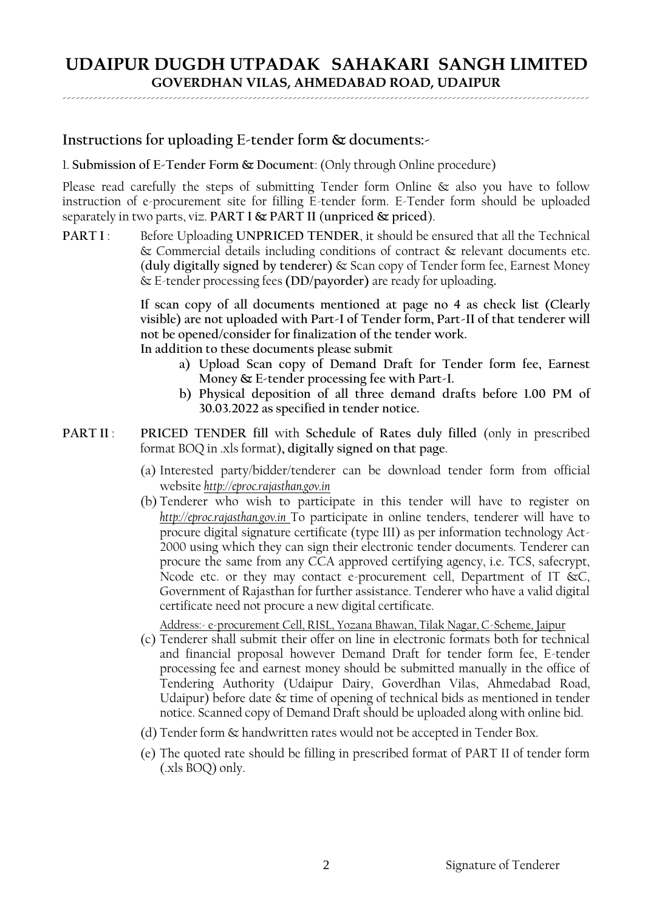# UDAIPUR DUGDH UTPADAK SAHAKARI SANGH LIMITED
## GOVERDHAN VILAS, AHMEDABAD ROAD, UDAIPUR

## Instructions for uploading E-tender form & documents:-

1. **Submission of E-Tender Form & Document**: (Only through Online procedure)

Please read carefully the steps of submitting Tender form Online & also you have to follow instruction of e-procurement site for filling E-tender form. E-Tender form should be uploaded separately in two parts, viz. **PART I & PART II (unpriced & priced)**.

**PART I** : Before Uploading **UNPRICED TENDER**, it should be ensured that all the Technical & Commercial details including conditions of contract & relevant documents etc. **(duly digitally signed by tenderer)** & Scan copy of Tender form fee, Earnest Money & E-tender processing fees **(DD/payorder)** are ready for uploading.

**If scan copy of all documents mentioned at page no 4 as check list (Clearly visible) are not uploaded with Part-I of Tender form, Part-II of that tenderer will not be opened/consider for finalization of the tender work.**
**In addition to these documents please submit**

a) **Upload Scan copy of Demand Draft for Tender form fee, Earnest Money & E-tender processing fee with Part-I.**
b) **Physical deposition of all three demand drafts before 1.00 PM of 30.03.2022 as specified in tender notice.**

**PART II** : **PRICED TENDER fill** with **Schedule of Rates duly filled** (only in prescribed format BOQ in .xls format**), digitally signed on that page**.

(a) Interested party/bidder/tenderer can be download tender form from official website *http://eproc.rajasthan.gov.in*
(b) Tenderer who wish to participate in this tender will have to register on *http://eproc.rajasthan.gov.in* To participate in online tenders, tenderer will have to procure digital signature certificate (type III) as per information technology Act-2000 using which they can sign their electronic tender documents. Tenderer can procure the same from any CCA approved certifying agency, i.e. TCS, safecrypt, Ncode etc. or they may contact e-procurement cell, Department of IT &C, Government of Rajasthan for further assistance. Tenderer who have a valid digital certificate need not procure a new digital certificate.

Address:- e-procurement Cell, RISL, Yozana Bhawan, Tilak Nagar, C-Scheme, Jaipur

(c) Tenderer shall submit their offer on line in electronic formats both for technical and financial proposal however Demand Draft for tender form fee, E-tender processing fee and earnest money should be submitted manually in the office of Tendering Authority (Udaipur Dairy, Goverdhan Vilas, Ahmedabad Road, Udaipur) before date & time of opening of technical bids as mentioned in tender notice. Scanned copy of Demand Draft should be uploaded along with online bid.
(d) Tender form & handwritten rates would not be accepted in Tender Box.
(e) The quoted rate should be filling in prescribed format of PART II of tender form (.xls BOQ) only.

Signature of Tenderer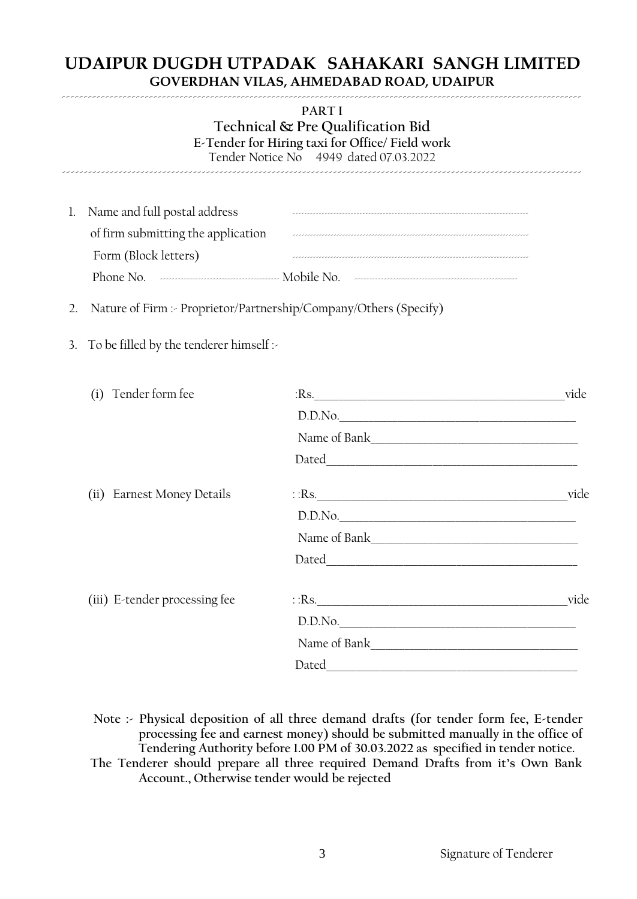# UDAIPUR DUGDH UTPADAK SAHAKARI SANGH LIMITED

**GOVERDHAN VILAS, AHMEDABAD ROAD, UDAIPUR**

**PART I**

**Technical & Pre Qualification Bid**

**E-Tender for Hiring taxi for Office/ Field work**

Tender Notice No 4949 dated 07.03.2022

1. Name and full postal address ..............................................
   of firm submitting the application ..............................................
   Form (Block letters) ..............................................
   Phone No. .................... Mobile No. ....................

2. Nature of Firm :- Proprietor/Partnership/Company/Others (Specify)

3. To be filled by the tenderer himself :-

   (i) Tender form fee :Rs.______________________vide
   D.D.No.______________________
   Name of Bank______________________
   Dated______________________

   (ii) Earnest Money Details : :Rs.______________________vide
   D.D.No.______________________
   Name of Bank______________________
   Dated______________________

   (iii) E-tender processing fee : :Rs.______________________vide
   D.D.No.______________________
   Name of Bank______________________
   Dated______________________

**Note :- Physical deposition of all three demand drafts (for tender form fee, E-tender processing fee and earnest money) should be submitted manually in the office of Tendering Authority before 1.00 PM of 30.03.2022 as specified in tender notice.**

**The Tenderer should prepare all three required Demand Drafts from it's Own Bank Account., Otherwise tender would be rejected**

Signature of Tenderer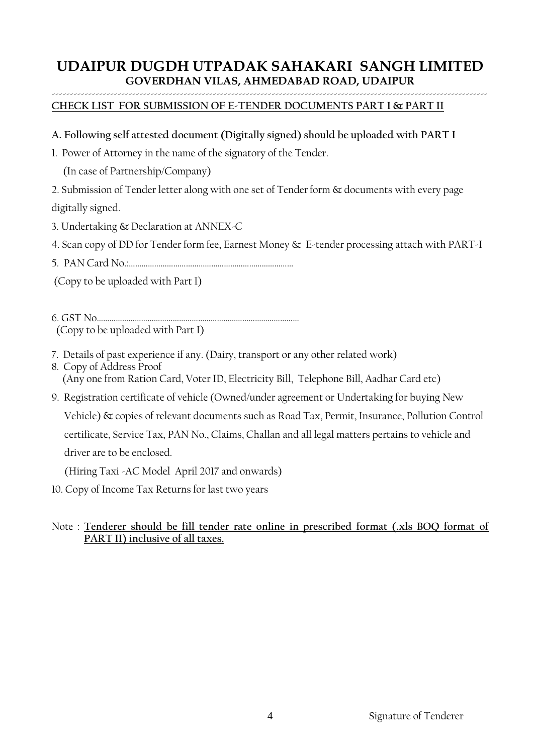# UDAIPUR DUGDH UTPADAK SAHAKARI SANGH LIMITED

## GOVERDHAN VILAS, AHMEDABAD ROAD, UDAIPUR

**CHECK LIST FOR SUBMISSION OF E-TENDER DOCUMENTS PART I & PART II**

**A. Following self attested document (Digitally signed) should be uploaded with PART I**

1. Power of Attorney in the name of the signatory of the Tender.
   (In case of Partnership/Company)
2. Submission of Tender letter along with one set of Tender form & documents with every page digitally signed.
3. Undertaking & Declaration at ANNEX-C
4. Scan copy of DD for Tender form fee, Earnest Money & E-tender processing attach with PART-I
5. PAN Card No.:.............................................................................
   (Copy to be uploaded with Part I)
6. GST No.............................................................................................
   (Copy to be uploaded with Part I)
7. Details of past experience if any. (Dairy, transport or any other related work)
8. Copy of Address Proof
   (Any one from Ration Card, Voter ID, Electricity Bill, Telephone Bill, Aadhar Card etc)
9. Registration certificate of vehicle (Owned/under agreement or Undertaking for buying New Vehicle) & copies of relevant documents such as Road Tax, Permit, Insurance, Pollution Control certificate, Service Tax, PAN No., Claims, Challan and all legal matters pertains to vehicle and driver are to be enclosed.
   (Hiring Taxi -AC Model April 2017 and onwards)
10. Copy of Income Tax Returns for last two years

Note : **Tenderer should be fill tender rate online in prescribed format (.xls BOQ format of PART II) inclusive of all taxes.**

Signature of Tenderer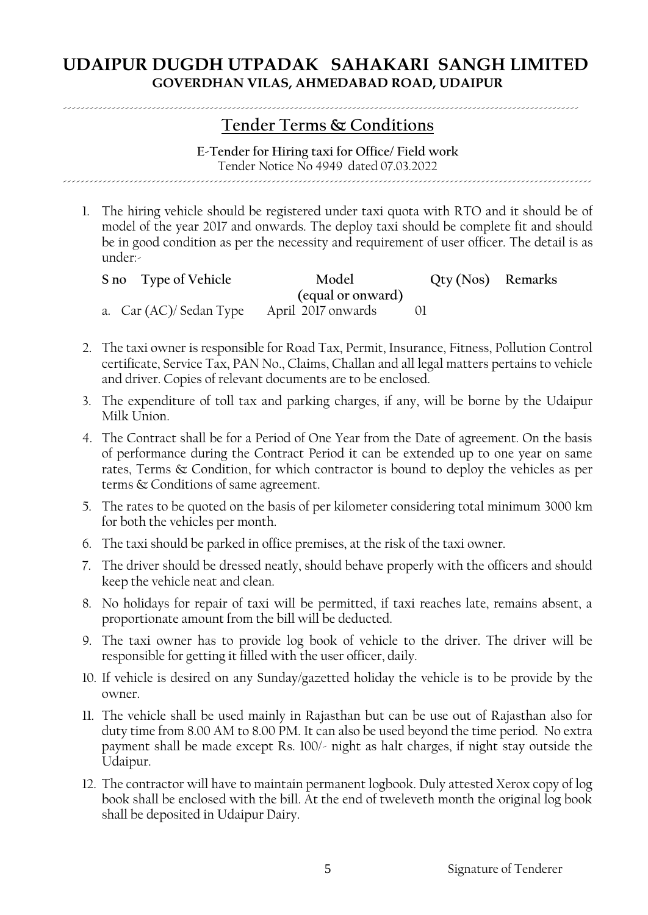# UDAIPUR DUGDH UTPADAK SAHAKARI SANGH LIMITED

**GOVERDHAN VILAS, AHMEDABAD ROAD, UDAIPUR**

## Tender Terms & Conditions

**E-Tender for Hiring taxi for Office/ Field work**

Tender Notice No 4949 dated 07.03.2022

1. The hiring vehicle should be registered under taxi quota with RTO and it should be of model of the year 2017 and onwards. The deploy taxi should be complete fit and should be in good condition as per the necessity and requirement of user officer. The detail is as under:-

| S no | Type of Vehicle | Model (equal or onward) | Qty (Nos) | Remarks |
|---|---|---|---|---|
| a. | Car (AC)/ Sedan Type | April 2017 onwards | 01 | |

2. The taxi owner is responsible for Road Tax, Permit, Insurance, Fitness, Pollution Control certificate, Service Tax, PAN No., Claims, Challan and all legal matters pertains to vehicle and driver. Copies of relevant documents are to be enclosed.
3. The expenditure of toll tax and parking charges, if any, will be borne by the Udaipur Milk Union.
4. The Contract shall be for a Period of One Year from the Date of agreement. On the basis of performance during the Contract Period it can be extended up to one year on same rates, Terms & Condition, for which contractor is bound to deploy the vehicles as per terms & Conditions of same agreement.
5. The rates to be quoted on the basis of per kilometer considering total minimum 3000 km for both the vehicles per month.
6. The taxi should be parked in office premises, at the risk of the taxi owner.
7. The driver should be dressed neatly, should behave properly with the officers and should keep the vehicle neat and clean.
8. No holidays for repair of taxi will be permitted, if taxi reaches late, remains absent, a proportionate amount from the bill will be deducted.
9. The taxi owner has to provide log book of vehicle to the driver. The driver will be responsible for getting it filled with the user officer, daily.
10. If vehicle is desired on any Sunday/gazetted holiday the vehicle is to be provide by the owner.
11. The vehicle shall be used mainly in Rajasthan but can be use out of Rajasthan also for duty time from 8.00 AM to 8.00 PM. It can also be used beyond the time period. No extra payment shall be made except Rs. 100/- night as halt charges, if night stay outside the Udaipur.
12. The contractor will have to maintain permanent logbook. Duly attested Xerox copy of log book shall be enclosed with the bill. At the end of tweleveth month the original log book shall be deposited in Udaipur Dairy.

Signature of Tenderer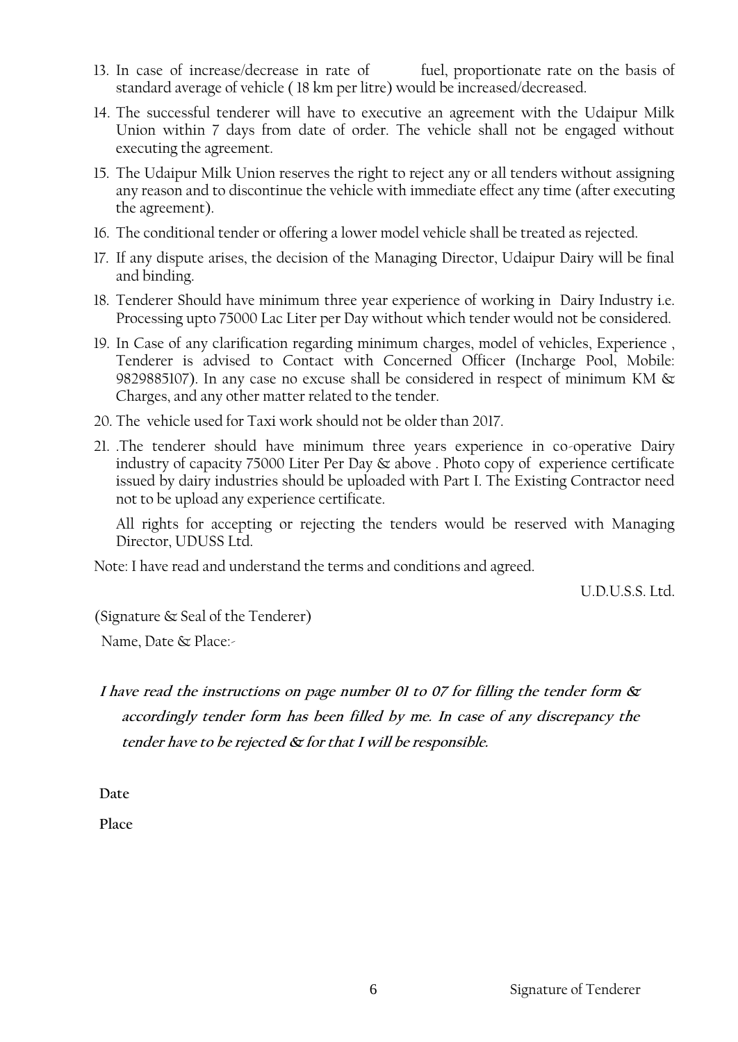13. In case of increase/decrease in rate of fuel, proportionate rate on the basis of standard average of vehicle ( 18 km per litre) would be increased/decreased.
14. The successful tenderer will have to executive an agreement with the Udaipur Milk Union within 7 days from date of order. The vehicle shall not be engaged without executing the agreement.
15. The Udaipur Milk Union reserves the right to reject any or all tenders without assigning any reason and to discontinue the vehicle with immediate effect any time (after executing the agreement).
16. The conditional tender or offering a lower model vehicle shall be treated as rejected.
17. If any dispute arises, the decision of the Managing Director, Udaipur Dairy will be final and binding.
18. Tenderer Should have minimum three year experience of working in Dairy Industry i.e. Processing upto 75000 Lac Liter per Day without which tender would not be considered.
19. In Case of any clarification regarding minimum charges, model of vehicles, Experience , Tenderer is advised to Contact with Concerned Officer (Incharge Pool, Mobile: 9829885107). In any case no excuse shall be considered in respect of minimum KM & Charges, and any other matter related to the tender.
20. The vehicle used for Taxi work should not be older than 2017.
21. .The tenderer should have minimum three years experience in co-operative Dairy industry of capacity 75000 Liter Per Day & above . Photo copy of experience certificate issued by dairy industries should be uploaded with Part I. The Existing Contractor need not to be upload any experience certificate.

    All rights for accepting or rejecting the tenders would be reserved with Managing Director, UDUSS Ltd.

Note: I have read and understand the terms and conditions and agreed.

U.D.U.S.S. Ltd.

(Signature & Seal of the Tenderer)

Name, Date & Place:-

***I have read the instructions on page number 01 to 07 for filling the tender form & accordingly tender form has been filled by me. In case of any discrepancy the tender have to be rejected & for that I will be responsible.***

**Date**

**Place**

Signature of Tenderer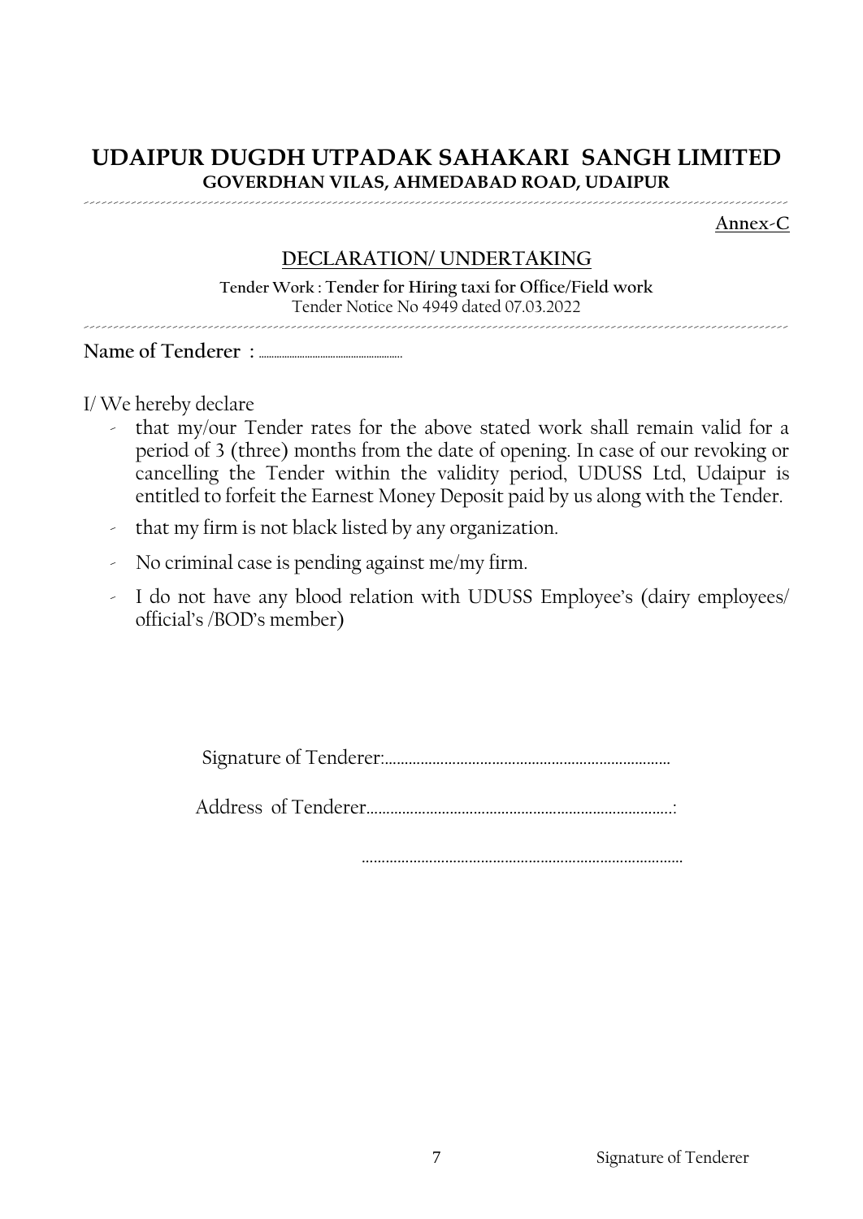# UDAIPUR DUGDH UTPADAK SAHAKARI SANGH LIMITED

**GOVERDHAN VILAS, AHMEDABAD ROAD, UDAIPUR**

**Annex-C**

## DECLARATION/ UNDERTAKING

**Tender Work : Tender for Hiring taxi for Office/Field work**

Tender Notice No 4949 dated 07.03.2022

**Name of Tenderer :** ...................................................

I/ We hereby declare

- that my/our Tender rates for the above stated work shall remain valid for a period of 3 (three) months from the date of opening. In case of our revoking or cancelling the Tender within the validity period, UDUSS Ltd, Udaipur is entitled to forfeit the Earnest Money Deposit paid by us along with the Tender.
- that my firm is not black listed by any organization.
- No criminal case is pending against me/my firm.
- I do not have any blood relation with UDUSS Employee's (dairy employees/ official's /BOD's member)

Signature of Tenderer:........................................................................

Address of Tenderer.............................................................................:

.................................................................................

Signature of Tenderer